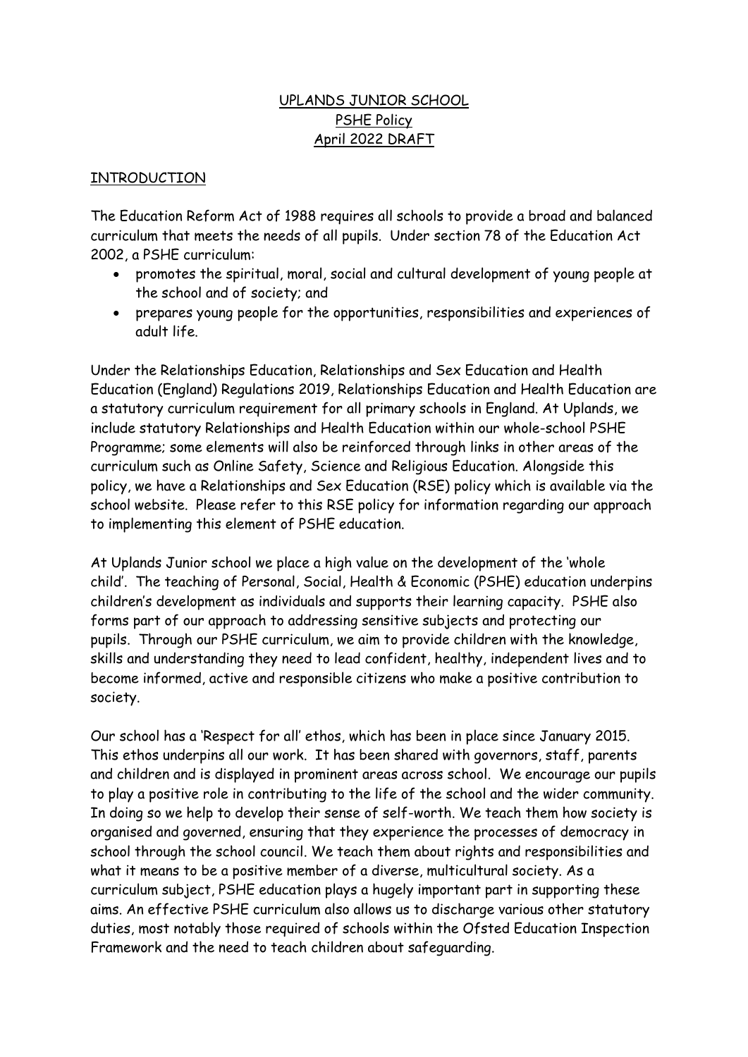# UPLANDS JUNIOR SCHOOL

## PSHE Policy

## April 2022 DRAFT

## INTRODUCTION

The Education Reform Act of 1988 requires all schools to provide a broad and balanced curriculum that meets the needs of all pupils. Under section 78 of the Education Act 2002, a PSHE curriculum:

- promotes the spiritual, moral, social and cultural development of young people at the school and of society; and
- prepares young people for the opportunities, responsibilities and experiences of adult life.

Under the Relationships Education, Relationships and Sex Education and Health Education (England) Regulations 2019, Relationships Education and Health Education are a statutory curriculum requirement for all primary schools in England. At Uplands, we include statutory Relationships and Health Education within our whole-school PSHE Programme; some elements will also be reinforced through links in other areas of the curriculum such as Online Safety, Science and Religious Education. Alongside this policy, we have a Relationships and Sex Education (RSE) policy which is available via the school website. Please refer to this RSE policy for information regarding our approach to implementing this element of PSHE education.

At Uplands Junior school we place a high value on the development of the 'whole child'. The teaching of Personal, Social, Health & Economic (PSHE) education underpins children's development as individuals and supports their learning capacity. PSHE also forms part of our approach to addressing sensitive subjects and protecting our pupils. Through our PSHE curriculum, we aim to provide children with the knowledge, skills and understanding they need to lead confident, healthy, independent lives and to become informed, active and responsible citizens who make a positive contribution to society.

Our school has a 'Respect for all' ethos, which has been in place since January 2015. This ethos underpins all our work. It has been shared with governors, staff, parents and children and is displayed in prominent areas across school. We encourage our pupils to play a positive role in contributing to the life of the school and the wider community. In doing so we help to develop their sense of self-worth. We teach them how society is organised and governed, ensuring that they experience the processes of democracy in school through the school council. We teach them about rights and responsibilities and what it means to be a positive member of a diverse, multicultural society. As a curriculum subject, PSHE education plays a hugely important part in supporting these aims. An effective PSHE curriculum also allows us to discharge various other statutory duties, most notably those required of schools within the Ofsted Education Inspection Framework and the need to teach children about safeguarding.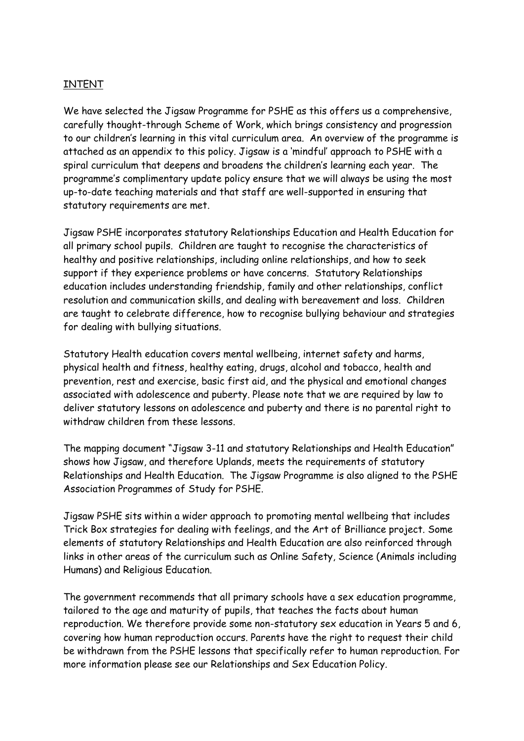## INTENT

We have selected the Jigsaw Programme for PSHE as this offers us a comprehensive, carefully thought-through Scheme of Work, which brings consistency and progression to our children's learning in this vital curriculum area. An overview of the programme is attached as an appendix to this policy. Jigsaw is a 'mindful' approach to PSHE with a spiral curriculum that deepens and broadens the children's learning each year. The programme's complimentary update policy ensure that we will always be using the most up-to-date teaching materials and that staff are well-supported in ensuring that statutory requirements are met.

Jigsaw PSHE incorporates statutory Relationships Education and Health Education for all primary school pupils. Children are taught to recognise the characteristics of healthy and positive relationships, including online relationships, and how to seek support if they experience problems or have concerns. Statutory Relationships education includes understanding friendship, family and other relationships, conflict resolution and communication skills, and dealing with bereavement and loss. Children are taught to celebrate difference, how to recognise bullying behaviour and strategies for dealing with bullying situations.

Statutory Health education covers mental wellbeing, internet safety and harms, physical health and fitness, healthy eating, drugs, alcohol and tobacco, health and prevention, rest and exercise, basic first aid, and the physical and emotional changes associated with adolescence and puberty. Please note that we are required by law to deliver statutory lessons on adolescence and puberty and there is no parental right to withdraw children from these lessons.

The mapping document "Jigsaw 3-11 and statutory Relationships and Health Education" shows how Jigsaw, and therefore Uplands, meets the requirements of statutory Relationships and Health Education. The Jigsaw Programme is also aligned to the PSHE Association Programmes of Study for PSHE.

Jigsaw PSHE sits within a wider approach to promoting mental wellbeing that includes Trick Box strategies for dealing with feelings, and the Art of Brilliance project. Some elements of statutory Relationships and Health Education are also reinforced through links in other areas of the curriculum such as Online Safety, Science (Animals including Humans) and Religious Education.

The government recommends that all primary schools have a sex education programme, tailored to the age and maturity of pupils, that teaches the facts about human reproduction. We therefore provide some non-statutory sex education in Years 5 and 6, covering how human reproduction occurs. Parents have the right to request their child be withdrawn from the PSHE lessons that specifically refer to human reproduction. For more information please see our Relationships and Sex Education Policy.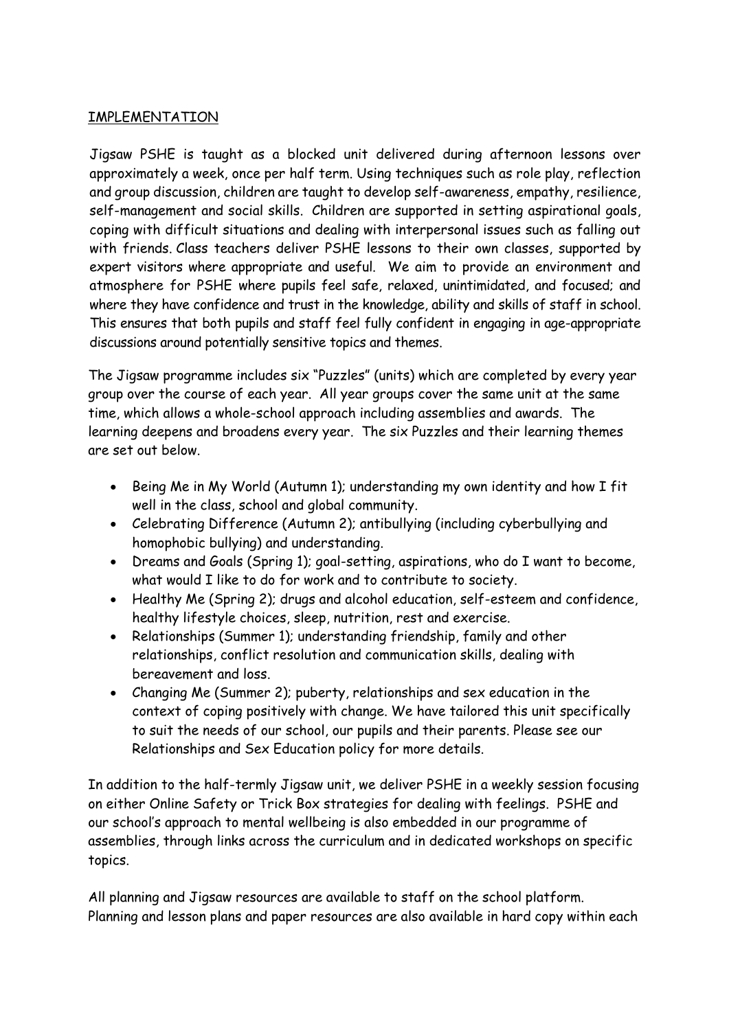## IMPLEMENTATION

Jigsaw PSHE is taught as a blocked unit delivered during afternoon lessons over approximately a week, once per half term. Using techniques such as role play, reflection and group discussion, children are taught to develop self-awareness, empathy, resilience, self-management and social skills. Children are supported in setting aspirational goals, coping with difficult situations and dealing with interpersonal issues such as falling out with friends. Class teachers deliver PSHE lessons to their own classes, supported by expert visitors where appropriate and useful. We aim to provide an environment and atmosphere for PSHE where pupils feel safe, relaxed, unintimidated, and focused; and where they have confidence and trust in the knowledge, ability and skills of staff in school. This ensures that both pupils and staff feel fully confident in engaging in age-appropriate discussions around potentially sensitive topics and themes.

The Jigsaw programme includes six "Puzzles" (units) which are completed by every year group over the course of each year. All year groups cover the same unit at the same time, which allows a whole-school approach including assemblies and awards. The learning deepens and broadens every year. The six Puzzles and their learning themes are set out below.

- Being Me in My World (Autumn 1); understanding my own identity and how I fit well in the class, school and global community.
- Celebrating Difference (Autumn 2); antibullying (including cyberbullying and homophobic bullying) and understanding.
- Dreams and Goals (Spring 1); goal-setting, aspirations, who do I want to become, what would I like to do for work and to contribute to society.
- Healthy Me (Spring 2); drugs and alcohol education, self-esteem and confidence, healthy lifestyle choices, sleep, nutrition, rest and exercise.
- Relationships (Summer 1); understanding friendship, family and other relationships, conflict resolution and communication skills, dealing with bereavement and loss.
- Changing Me (Summer 2); puberty, relationships and sex education in the context of coping positively with change. We have tailored this unit specifically to suit the needs of our school, our pupils and their parents. Please see our Relationships and Sex Education policy for more details.

In addition to the half-termly Jigsaw unit, we deliver PSHE in a weekly session focusing on either Online Safety or Trick Box strategies for dealing with feelings. PSHE and our school's approach to mental wellbeing is also embedded in our programme of assemblies, through links across the curriculum and in dedicated workshops on specific topics.

All planning and Jigsaw resources are available to staff on the school platform. Planning and lesson plans and paper resources are also available in hard copy within each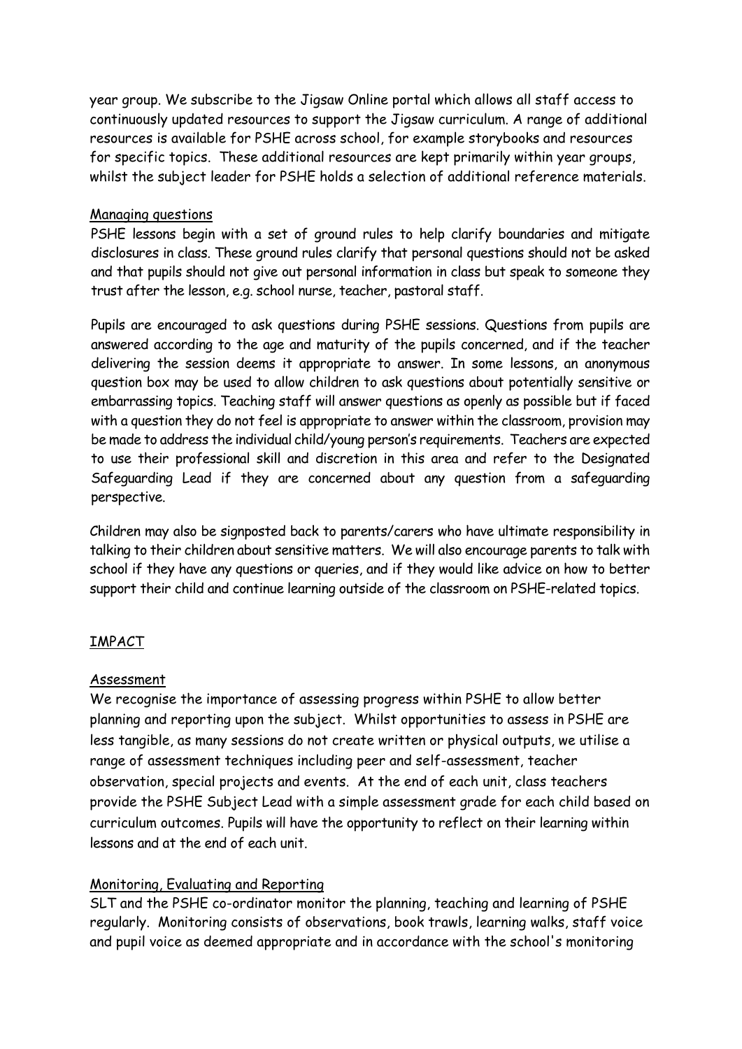year group. We subscribe to the Jigsaw Online portal which allows all staff access to continuously updated resources to support the Jigsaw curriculum. A range of additional resources is available for PSHE across school, for example storybooks and resources for specific topics. These additional resources are kept primarily within year groups, whilst the subject leader for PSHE holds a selection of additional reference materials.

<u>Managing questions</u>

PSHE lessons begin with a set of ground rules to help clarify boundaries and mitigate disclosures in class. These ground rules clarify that personal questions should not be asked and that pupils should not give out personal information in class but speak to someone they trust after the lesson, e.g. school nurse, teacher, pastoral staff.

Pupils are encouraged to ask questions during PSHE sessions. Questions from pupils are answered according to the age and maturity of the pupils concerned, and if the teacher delivering the session deems it appropriate to answer. In some lessons, an anonymous question box may be used to allow children to ask questions about potentially sensitive or embarrassing topics. Teaching staff will answer questions as openly as possible but if faced with a question they do not feel is appropriate to answer within the classroom, provision may be made to address the individual child/young person's requirements. Teachers are expected to use their professional skill and discretion in this area and refer to the Designated Safeguarding Lead if they are concerned about any question from a safeguarding perspective.

Children may also be signposted back to parents/carers who have ultimate responsibility in talking to their children about sensitive matters. We will also encourage parents to talk with school if they have any questions or queries, and if they would like advice on how to better support their child and continue learning outside of the classroom on PSHE-related topics.

## <u>IMPACT</u>

<u>Assessment</u>

We recognise the importance of assessing progress within PSHE to allow better planning and reporting upon the subject. Whilst opportunities to assess in PSHE are less tangible, as many sessions do not create written or physical outputs, we utilise a range of assessment techniques including peer and self-assessment, teacher observation, special projects and events. At the end of each unit, class teachers provide the PSHE Subject Lead with a simple assessment grade for each child based on curriculum outcomes. Pupils will have the opportunity to reflect on their learning within lessons and at the end of each unit.

<u>Monitoring, Evaluating and Reporting</u>

SLT and the PSHE co-ordinator monitor the planning, teaching and learning of PSHE regularly. Monitoring consists of observations, book trawls, learning walks, staff voice and pupil voice as deemed appropriate and in accordance with the school's monitoring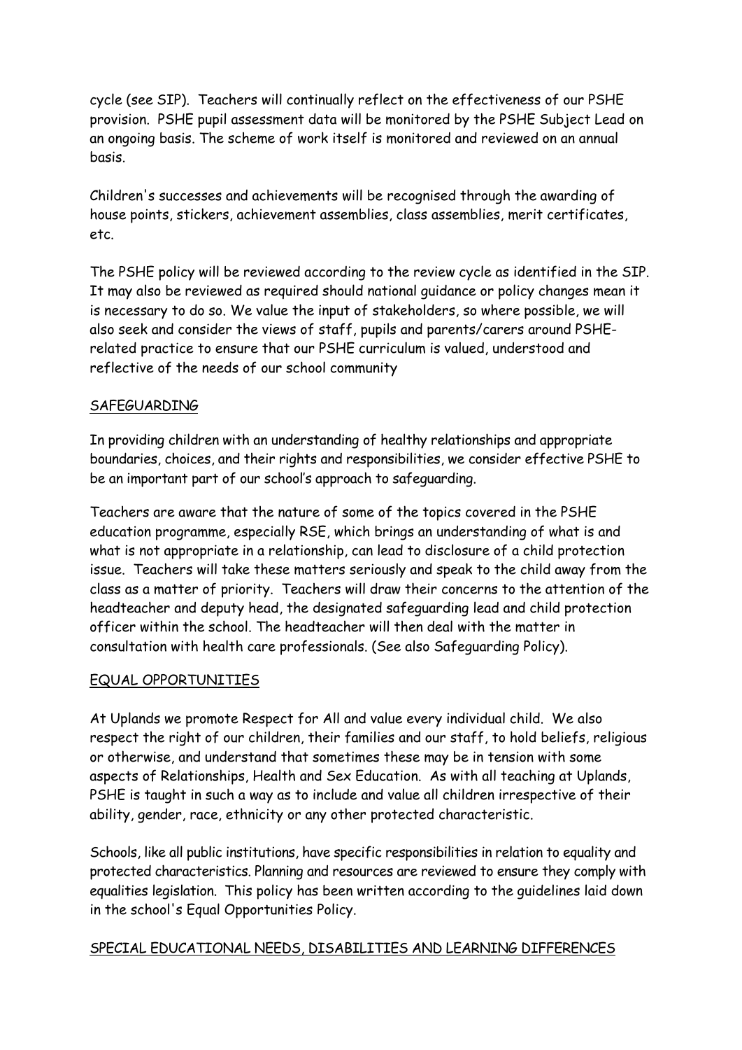cycle (see SIP). Teachers will continually reflect on the effectiveness of our PSHE provision. PSHE pupil assessment data will be monitored by the PSHE Subject Lead on an ongoing basis. The scheme of work itself is monitored and reviewed on an annual basis.

Children's successes and achievements will be recognised through the awarding of house points, stickers, achievement assemblies, class assemblies, merit certificates, etc.

The PSHE policy will be reviewed according to the review cycle as identified in the SIP. It may also be reviewed as required should national guidance or policy changes mean it is necessary to do so. We value the input of stakeholders, so where possible, we will also seek and consider the views of staff, pupils and parents/carers around PSHE-related practice to ensure that our PSHE curriculum is valued, understood and reflective of the needs of our school community

## SAFEGUARDING

In providing children with an understanding of healthy relationships and appropriate boundaries, choices, and their rights and responsibilities, we consider effective PSHE to be an important part of our school's approach to safeguarding.

Teachers are aware that the nature of some of the topics covered in the PSHE education programme, especially RSE, which brings an understanding of what is and what is not appropriate in a relationship, can lead to disclosure of a child protection issue. Teachers will take these matters seriously and speak to the child away from the class as a matter of priority. Teachers will draw their concerns to the attention of the headteacher and deputy head, the designated safeguarding lead and child protection officer within the school. The headteacher will then deal with the matter in consultation with health care professionals. (See also Safeguarding Policy).

## EQUAL OPPORTUNITIES

At Uplands we promote Respect for All and value every individual child. We also respect the right of our children, their families and our staff, to hold beliefs, religious or otherwise, and understand that sometimes these may be in tension with some aspects of Relationships, Health and Sex Education. As with all teaching at Uplands, PSHE is taught in such a way as to include and value all children irrespective of their ability, gender, race, ethnicity or any other protected characteristic.

Schools, like all public institutions, have specific responsibilities in relation to equality and protected characteristics. Planning and resources are reviewed to ensure they comply with equalities legislation. This policy has been written according to the guidelines laid down in the school's Equal Opportunities Policy.

## SPECIAL EDUCATIONAL NEEDS, DISABILITIES AND LEARNING DIFFERENCES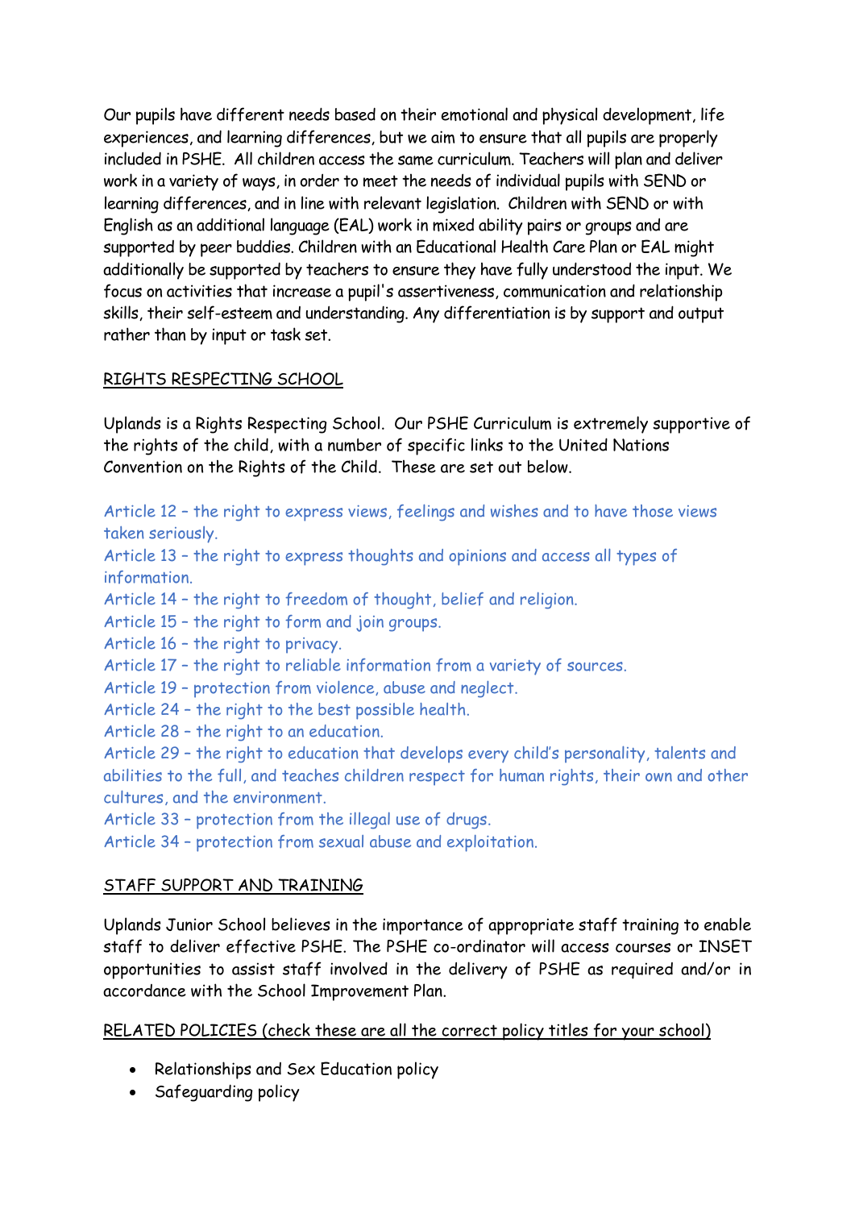Our pupils have different needs based on their emotional and physical development, life experiences, and learning differences, but we aim to ensure that all pupils are properly included in PSHE. All children access the same curriculum. Teachers will plan and deliver work in a variety of ways, in order to meet the needs of individual pupils with SEND or learning differences, and in line with relevant legislation. Children with SEND or with English as an additional language (EAL) work in mixed ability pairs or groups and are supported by peer buddies. Children with an Educational Health Care Plan or EAL might additionally be supported by teachers to ensure they have fully understood the input. We focus on activities that increase a pupil's assertiveness, communication and relationship skills, their self-esteem and understanding. Any differentiation is by support and output rather than by input or task set.

## RIGHTS RESPECTING SCHOOL

Uplands is a Rights Respecting School. Our PSHE Curriculum is extremely supportive of the rights of the child, with a number of specific links to the United Nations Convention on the Rights of the Child. These are set out below.

Article 12 – the right to express views, feelings and wishes and to have those views taken seriously.
Article 13 – the right to express thoughts and opinions and access all types of information.
Article 14 – the right to freedom of thought, belief and religion.
Article 15 – the right to form and join groups.
Article 16 – the right to privacy.
Article 17 – the right to reliable information from a variety of sources.
Article 19 – protection from violence, abuse and neglect.
Article 24 – the right to the best possible health.
Article 28 – the right to an education.
Article 29 – the right to education that develops every child's personality, talents and abilities to the full, and teaches children respect for human rights, their own and other cultures, and the environment.
Article 33 – protection from the illegal use of drugs.
Article 34 – protection from sexual abuse and exploitation.

## STAFF SUPPORT AND TRAINING

Uplands Junior School believes in the importance of appropriate staff training to enable staff to deliver effective PSHE. The PSHE co-ordinator will access courses or INSET opportunities to assist staff involved in the delivery of PSHE as required and/or in accordance with the School Improvement Plan.

## RELATED POLICIES (check these are all the correct policy titles for your school)

- Relationships and Sex Education policy
- Safeguarding policy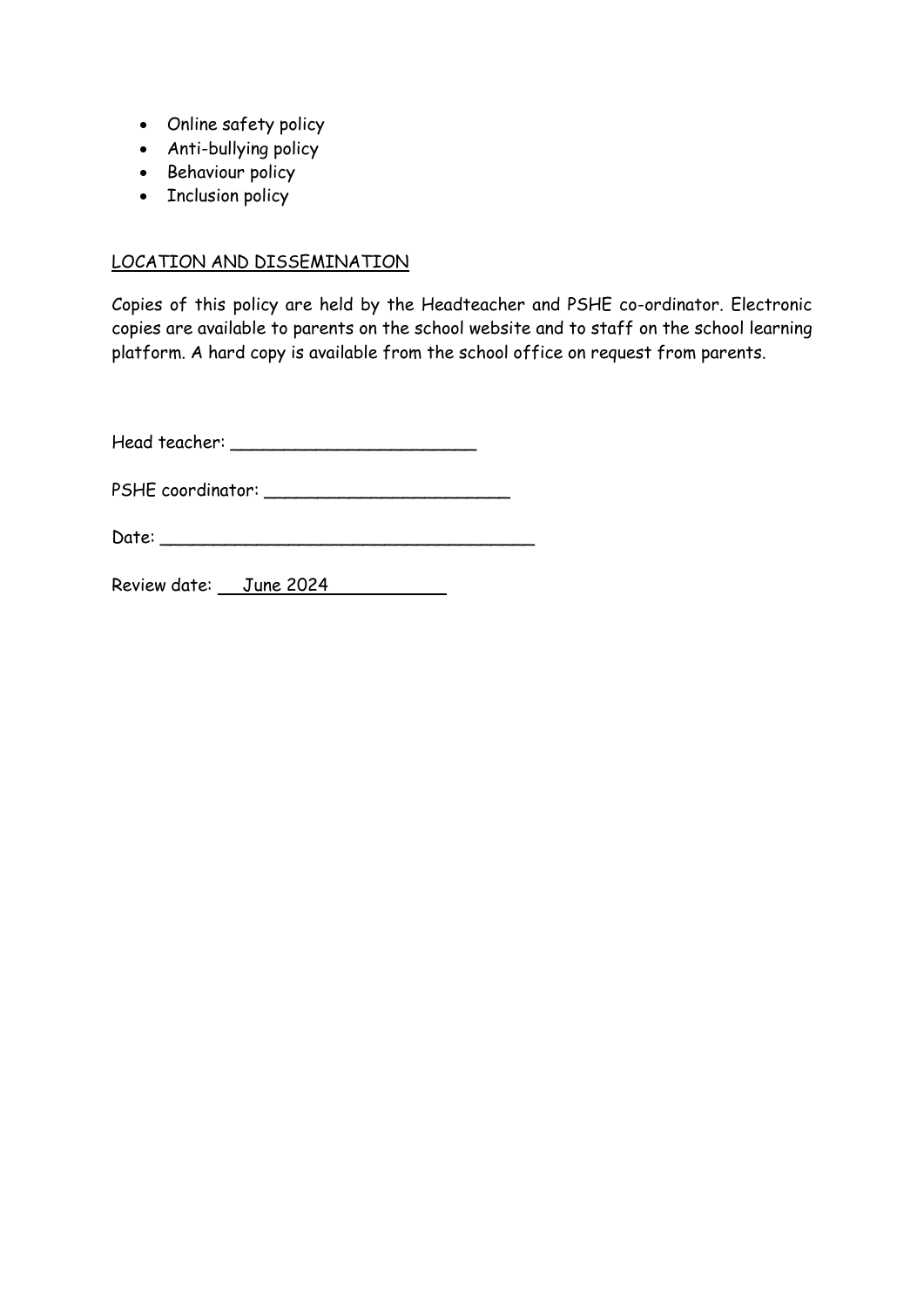- Online safety policy
- Anti-bullying policy
- Behaviour policy
- Inclusion policy

## LOCATION AND DISSEMINATION

Copies of this policy are held by the Headteacher and PSHE co-ordinator. Electronic copies are available to parents on the school website and to staff on the school learning platform. A hard copy is available from the school office on request from parents.

Head teacher: _______________________

PSHE coordinator: _______________________

Date: ___________________________________

Review date: June 2024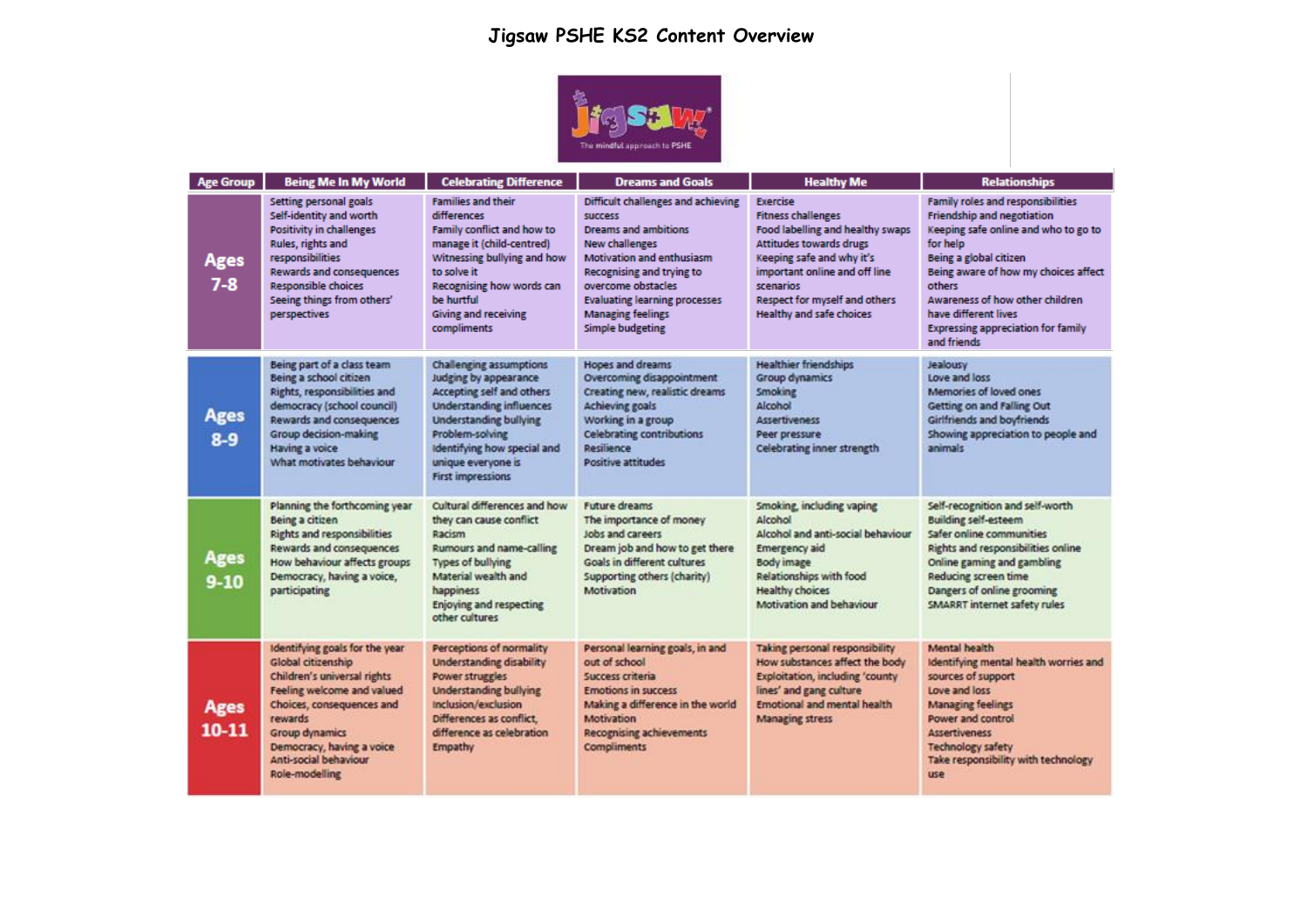# Jigsaw PSHE KS2 Content Overview

| Age Group | Being Me In My World | Celebrating Difference | Dreams and Goals | Healthy Me | Relationships |
|---|---|---|---|---|---|
| **Ages 7-8** | Setting personal goals<br>Self-identity and worth<br>Positivity in challenges<br>Rules, rights and responsibilities<br>Rewards and consequences<br>Responsible choices<br>Seeing things from others' perspectives | Families and their differences<br>Family conflict and how to manage it (child-centred)<br>Witnessing bullying and how to solve it<br>Recognising how words can be hurtful<br>Giving and receiving compliments | Difficult challenges and achieving success<br>Dreams and ambitions<br>New challenges<br>Motivation and enthusiasm<br>Recognising and trying to overcome obstacles<br>Evaluating learning processes<br>Managing feelings<br>Simple budgeting | Exercise<br>Fitness challenges<br>Food labelling and healthy swaps<br>Attitudes towards drugs<br>Keeping safe and why it's important online and off line scenarios<br>Respect for myself and others<br>Healthy and safe choices | Family roles and responsibilities<br>Friendship and negotiation<br>Keeping safe online and who to go to for help<br>Being a global citizen<br>Being aware of how my choices affect others<br>Awareness of how other children have different lives<br>Expressing appreciation for family and friends |
| **Ages 8-9** | Being part of a class team<br>Being a school citizen<br>Rights, responsibilities and democracy (school council)<br>Rewards and consequences<br>Group decision-making<br>Having a voice<br>What motivates behaviour | Challenging assumptions<br>Judging by appearance<br>Accepting self and others<br>Understanding influences<br>Understanding bullying<br>Problem-solving<br>Identifying how special and unique everyone is<br>First impressions | Hopes and dreams<br>Overcoming disappointment<br>Creating new, realistic dreams<br>Achieving goals<br>Working in a group<br>Celebrating contributions<br>Resilience<br>Positive attitudes | Healthier friendships<br>Group dynamics<br>Smoking<br>Alcohol<br>Assertiveness<br>Peer pressure<br>Celebrating inner strength | Jealousy<br>Love and loss<br>Memories of loved ones<br>Getting on and Falling Out<br>Girlfriends and boyfriends<br>Showing appreciation to people and animals |
| **Ages 9-10** | Planning the forthcoming year<br>Being a citizen<br>Rights and responsibilities<br>Rewards and consequences<br>How behaviour affects groups<br>Democracy, having a voice, participating | Cultural differences and how they can cause conflict<br>Racism<br>Rumours and name-calling<br>Types of bullying<br>Material wealth and happiness<br>Enjoying and respecting other cultures | Future dreams<br>The importance of money<br>Jobs and careers<br>Dream job and how to get there<br>Goals in different cultures<br>Supporting others (charity)<br>Motivation | Smoking, including vaping<br>Alcohol<br>Alcohol and anti-social behaviour<br>Emergency aid<br>Body image<br>Relationships with food<br>Healthy choices<br>Motivation and behaviour | Self-recognition and self-worth<br>Building self-esteem<br>Safer online communities<br>Rights and responsibilities online<br>Online gaming and gambling<br>Reducing screen time<br>Dangers of online grooming<br>SMARRT internet safety rules |
| **Ages 10-11** | Identifying goals for the year<br>Global citizenship<br>Children's universal rights<br>Feeling welcome and valued<br>Choices, consequences and rewards<br>Group dynamics<br>Democracy, having a voice<br>Anti-social behaviour<br>Role-modelling | Perceptions of normality<br>Understanding disability<br>Power struggles<br>Understanding bullying<br>Inclusion/exclusion<br>Differences as conflict, difference as celebration<br>Empathy | Personal learning goals, in and out of school<br>Success criteria<br>Emotions in success<br>Making a difference in the world<br>Motivation<br>Recognising achievements<br>Compliments | Taking personal responsibility<br>How substances affect the body<br>Exploitation, including 'county lines' and gang culture<br>Emotional and mental health<br>Managing stress | Mental health<br>Identifying mental health worries and sources of support<br>Love and loss<br>Managing feelings<br>Power and control<br>Assertiveness<br>Technology safety<br>Take responsibility with technology use |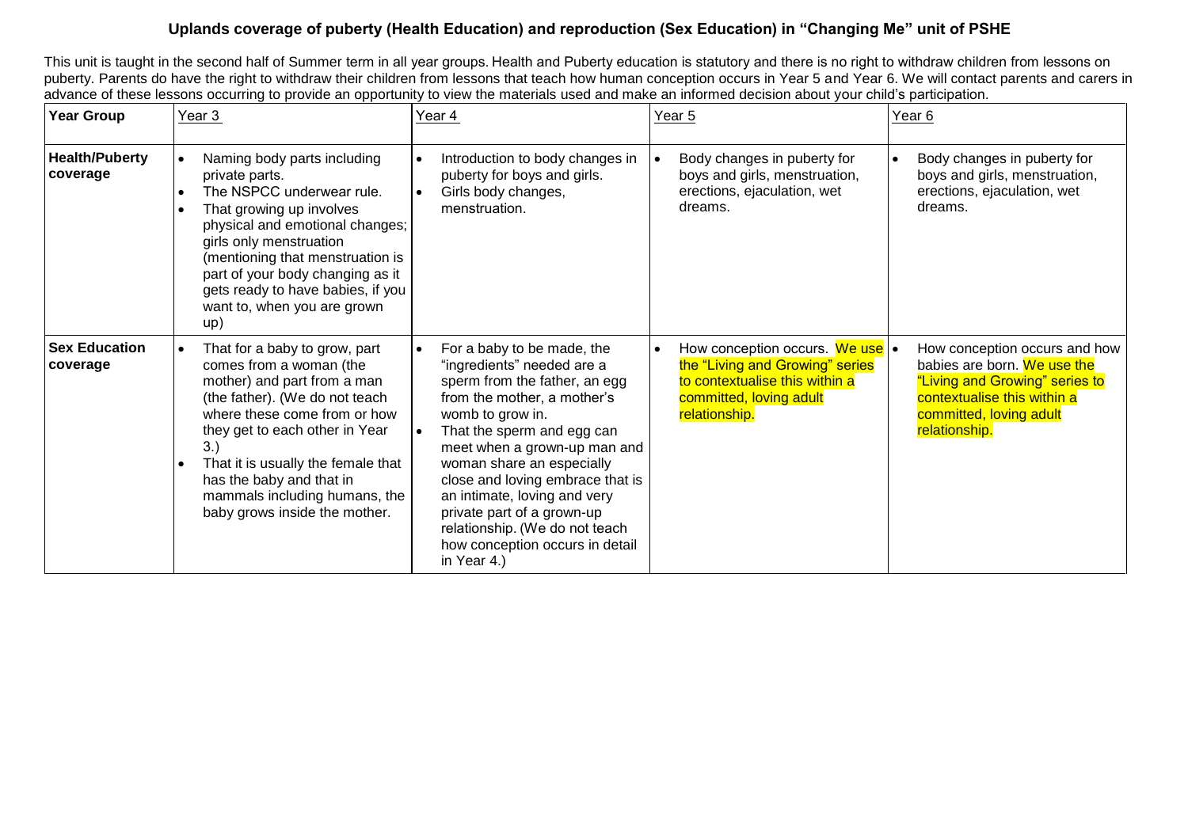## Uplands coverage of puberty (Health Education) and reproduction (Sex Education) in "Changing Me" unit of PSHE

This unit is taught in the second half of Summer term in all year groups. Health and Puberty education is statutory and there is no right to withdraw children from lessons on puberty. Parents do have the right to withdraw their children from lessons that teach how human conception occurs in Year 5 and Year 6. We will contact parents and carers in advance of these lessons occurring to provide an opportunity to view the materials used and make an informed decision about your child's participation.

| Year Group | Year 3 | Year 4 | Year 5 | Year 6 |
|---|---|---|---|---|
| **Health/Puberty coverage** | • Naming body parts including private parts.<br>• The NSPCC underwear rule.<br>• That growing up involves physical and emotional changes; girls only menstruation (mentioning that menstruation is part of your body changing as it gets ready to have babies, if you want to, when you are grown up) | • Introduction to body changes in puberty for boys and girls.<br>• Girls body changes, menstruation. | • Body changes in puberty for boys and girls, menstruation, erections, ejaculation, wet dreams. | • Body changes in puberty for boys and girls, menstruation, erections, ejaculation, wet dreams. |
| **Sex Education coverage** | • That for a baby to grow, part comes from a woman (the mother) and part from a man (the father). (We do not teach where these come from or how they get to each other in Year 3.)<br>• That it is usually the female that has the baby and that in mammals including humans, the baby grows inside the mother. | • For a baby to be made, the "ingredients" needed are a sperm from the father, an egg from the mother, a mother's womb to grow in.<br>• That the sperm and egg can meet when a grown-up man and woman share an especially close and loving embrace that is an intimate, loving and very private part of a grown-up relationship. (We do not teach how conception occurs in detail in Year 4.) | • How conception occurs. We use the "Living and Growing" series to contextualise this within a committed, loving adult relationship. | • How conception occurs and how babies are born. We use the "Living and Growing" series to contextualise this within a committed, loving adult relationship. |